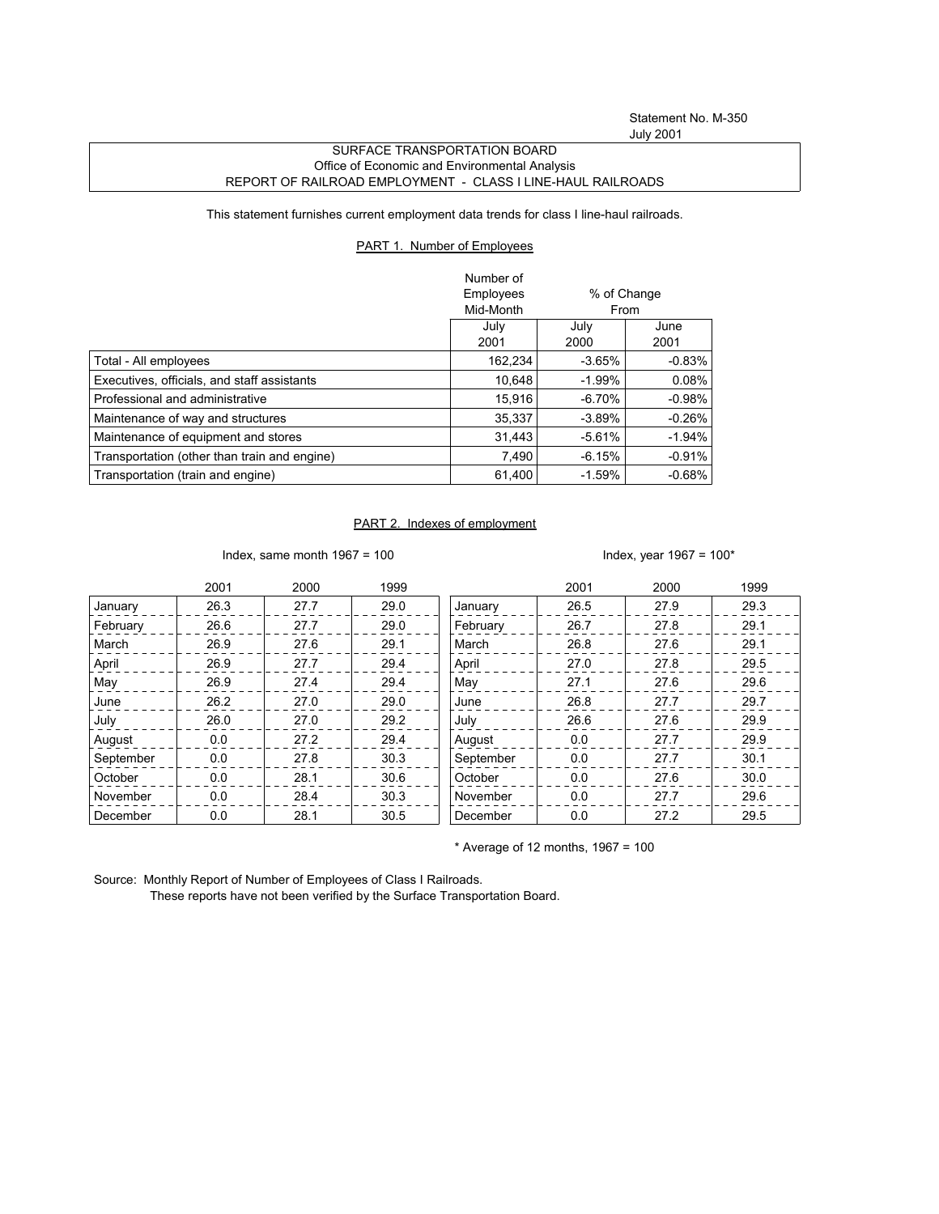Statement No. M-350
July 2001

SURFACE TRANSPORTATION BOARD
Office of Economic and Environmental Analysis
REPORT OF RAILROAD EMPLOYMENT - CLASS I LINE-HAUL RAILROADS

This statement furnishes current employment data trends for class I line-haul railroads.

## PART 1. Number of Employees

| | Number of Employees Mid-Month | % of Change From | |
|---|---|---|---|
| | July 2001 | July 2000 | June 2001 |
| Total - All employees | 162,234 | -3.65% | -0.83% |
| Executives, officials, and staff assistants | 10,648 | -1.99% | 0.08% |
| Professional and administrative | 15,916 | -6.70% | -0.98% |
| Maintenance of way and structures | 35,337 | -3.89% | -0.26% |
| Maintenance of equipment and stores | 31,443 | -5.61% | -1.94% |
| Transportation (other than train and engine) | 7,490 | -6.15% | -0.91% |
| Transportation (train and engine) | 61,400 | -1.59% | -0.68% |

## PART 2. Indexes of employment

Index, same month 1967 = 100

| | 2001 | 2000 | 1999 |
|---|---|---|---|
| January | 26.3 | 27.7 | 29.0 |
| February | 26.6 | 27.7 | 29.0 |
| March | 26.9 | 27.6 | 29.1 |
| April | 26.9 | 27.7 | 29.4 |
| May | 26.9 | 27.4 | 29.4 |
| June | 26.2 | 27.0 | 29.0 |
| July | 26.0 | 27.0 | 29.2 |
| August | 0.0 | 27.2 | 29.4 |
| September | 0.0 | 27.8 | 30.3 |
| October | 0.0 | 28.1 | 30.6 |
| November | 0.0 | 28.4 | 30.3 |
| December | 0.0 | 28.1 | 30.5 |

Index, year 1967 = 100*

| | 2001 | 2000 | 1999 |
|---|---|---|---|
| January | 26.5 | 27.9 | 29.3 |
| February | 26.7 | 27.8 | 29.1 |
| March | 26.8 | 27.6 | 29.1 |
| April | 27.0 | 27.8 | 29.5 |
| May | 27.1 | 27.6 | 29.6 |
| June | 26.8 | 27.7 | 29.7 |
| July | 26.6 | 27.6 | 29.9 |
| August | 0.0 | 27.7 | 29.9 |
| September | 0.0 | 27.7 | 30.1 |
| October | 0.0 | 27.6 | 30.0 |
| November | 0.0 | 27.7 | 29.6 |
| December | 0.0 | 27.2 | 29.5 |

\* Average of 12 months, 1967 = 100

Source: Monthly Report of Number of Employees of Class I Railroads.
These reports have not been verified by the Surface Transportation Board.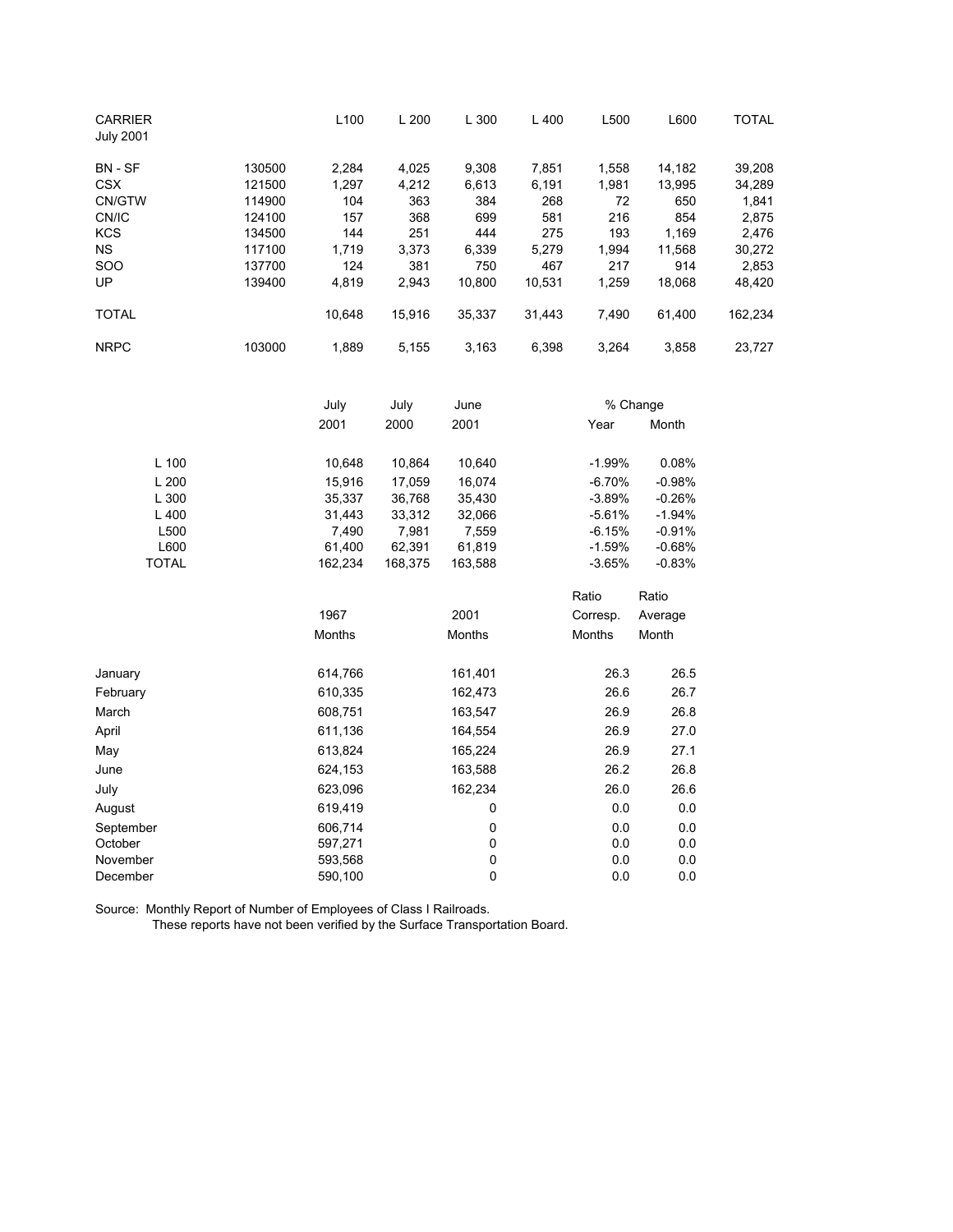| CARRIER July 2001 | | L100 | L 200 | L 300 | L 400 | L500 | L600 | TOTAL |
|---|---|---|---|---|---|---|---|---|
| BN - SF | 130500 | 2,284 | 4,025 | 9,308 | 7,851 | 1,558 | 14,182 | 39,208 |
| CSX | 121500 | 1,297 | 4,212 | 6,613 | 6,191 | 1,981 | 13,995 | 34,289 |
| CN/GTW | 114900 | 104 | 363 | 384 | 268 | 72 | 650 | 1,841 |
| CN/IC | 124100 | 157 | 368 | 699 | 581 | 216 | 854 | 2,875 |
| KCS | 134500 | 144 | 251 | 444 | 275 | 193 | 1,169 | 2,476 |
| NS | 117100 | 1,719 | 3,373 | 6,339 | 5,279 | 1,994 | 11,568 | 30,272 |
| SOO | 137700 | 124 | 381 | 750 | 467 | 217 | 914 | 2,853 |
| UP | 139400 | 4,819 | 2,943 | 10,800 | 10,531 | 1,259 | 18,068 | 48,420 |
| TOTAL | | 10,648 | 15,916 | 35,337 | 31,443 | 7,490 | 61,400 | 162,234 |
| NRPC | 103000 | 1,889 | 5,155 | 3,163 | 6,398 | 3,264 | 3,858 | 23,727 |

| | July 2001 | July 2000 | June 2001 | % Change Year | % Change Month |
|---|---|---|---|---|---|
| L 100 | 10,648 | 10,864 | 10,640 | -1.99% | 0.08% |
| L 200 | 15,916 | 17,059 | 16,074 | -6.70% | -0.98% |
| L 300 | 35,337 | 36,768 | 35,430 | -3.89% | -0.26% |
| L 400 | 31,443 | 33,312 | 32,066 | -5.61% | -1.94% |
| L500 | 7,490 | 7,981 | 7,559 | -6.15% | -0.91% |
| L600 | 61,400 | 62,391 | 61,819 | -1.59% | -0.68% |
| TOTAL | 162,234 | 168,375 | 163,588 | -3.65% | -0.83% |

| | 1967 Months | 2001 Months | Ratio Corresp. Months | Ratio Average Month |
|---|---|---|---|---|
| January | 614,766 | 161,401 | 26.3 | 26.5 |
| February | 610,335 | 162,473 | 26.6 | 26.7 |
| March | 608,751 | 163,547 | 26.9 | 26.8 |
| April | 611,136 | 164,554 | 26.9 | 27.0 |
| May | 613,824 | 165,224 | 26.9 | 27.1 |
| June | 624,153 | 163,588 | 26.2 | 26.8 |
| July | 623,096 | 162,234 | 26.0 | 26.6 |
| August | 619,419 | 0 | 0.0 | 0.0 |
| September | 606,714 | 0 | 0.0 | 0.0 |
| October | 597,271 | 0 | 0.0 | 0.0 |
| November | 593,568 | 0 | 0.0 | 0.0 |
| December | 590,100 | 0 | 0.0 | 0.0 |

Source: Monthly Report of Number of Employees of Class I Railroads.
These reports have not been verified by the Surface Transportation Board.